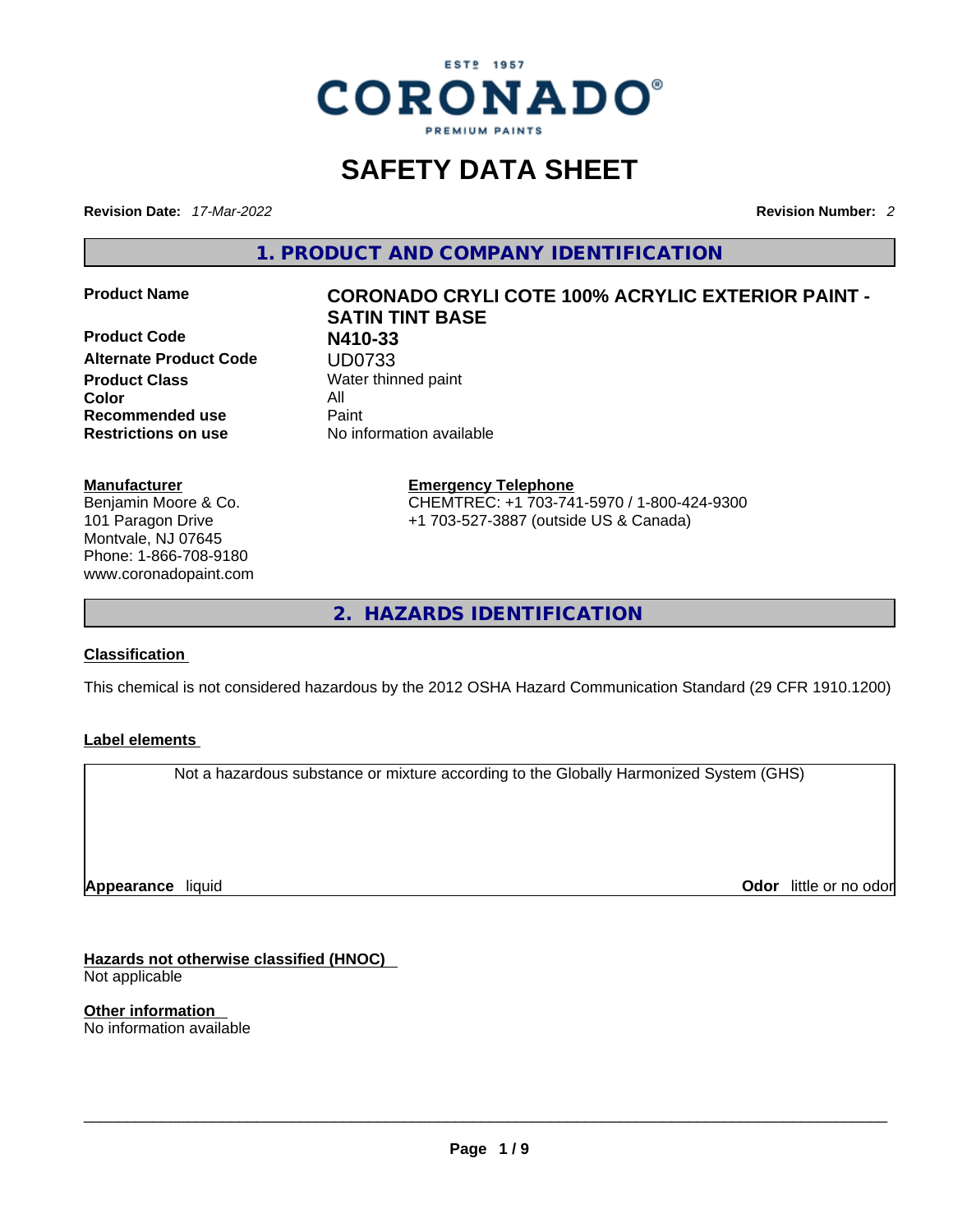# SAFETY DATA SHEET

**Revision Date:** *17-Mar-2022*

**Revision Number:** *2*

## 1. PRODUCT AND COMPANY IDENTIFICATION

| | |
|---|---|
| **Product Name** | **CORONADO CRYLI COTE 100% ACRYLIC EXTERIOR PAINT - SATIN TINT BASE** |
| **Product Code** | **N410-33** |
| **Alternate Product Code** | UD0733 |
| **Product Class** | Water thinned paint |
| **Color** | All |
| **Recommended use** | Paint |
| **Restrictions on use** | No information available |

**Manufacturer**

Benjamin Moore & Co.
101 Paragon Drive
Montvale, NJ 07645
Phone: 1-866-708-9180
www.coronadopaint.com

**Emergency Telephone**

CHEMTREC: +1 703-741-5970 / 1-800-424-9300
+1 703-527-3887 (outside US & Canada)

## 2. HAZARDS IDENTIFICATION

**Classification**

This chemical is not considered hazardous by the 2012 OSHA Hazard Communication Standard (29 CFR 1910.1200)

**Label elements**

Not a hazardous substance or mixture according to the Globally Harmonized System (GHS)

**Appearance** liquid

**Odor** little or no odor

**Hazards not otherwise classified (HNOC)**

Not applicable

**Other information**

No information available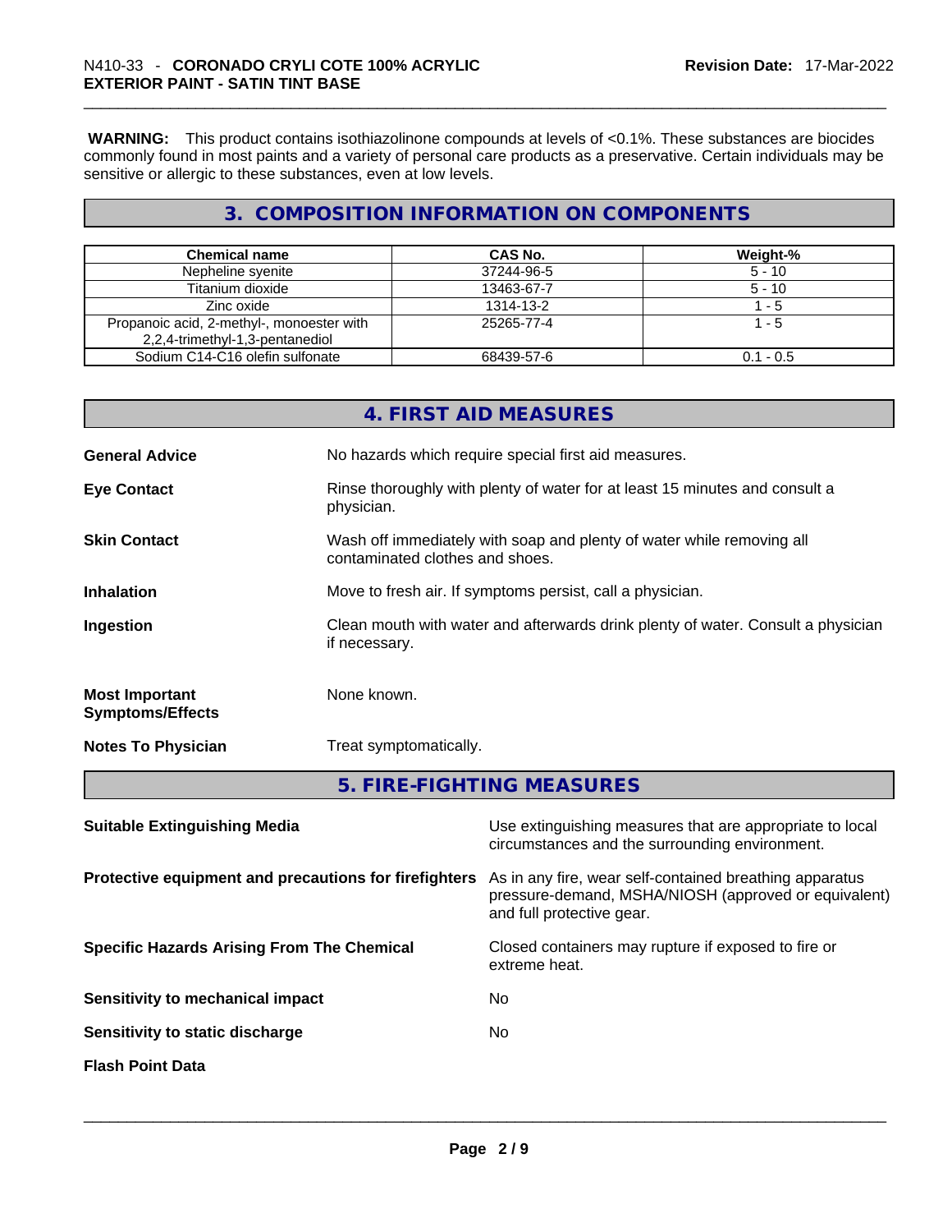**WARNING:** This product contains isothiazolinone compounds at levels of <0.1%. These substances are biocides commonly found in most paints and a variety of personal care products as a preservative. Certain individuals may be sensitive or allergic to these substances, even at low levels.

## 3. COMPOSITION INFORMATION ON COMPONENTS

| Chemical name | CAS No. | Weight-% |
|---|---|---|
| Nepheline syenite | 37244-96-5 | 5 - 10 |
| Titanium dioxide | 13463-67-7 | 5 - 10 |
| Zinc oxide | 1314-13-2 | 1 - 5 |
| Propanoic acid, 2-methyl-, monoester with 2,2,4-trimethyl-1,3-pentanediol | 25265-77-4 | 1 - 5 |
| Sodium C14-C16 olefin sulfonate | 68439-57-6 | 0.1 - 0.5 |

## 4. FIRST AID MEASURES

**General Advice** No hazards which require special first aid measures.

**Eye Contact** Rinse thoroughly with plenty of water for at least 15 minutes and consult a physician.

**Skin Contact** Wash off immediately with soap and plenty of water while removing all contaminated clothes and shoes.

**Inhalation** Move to fresh air. If symptoms persist, call a physician.

**Ingestion** Clean mouth with water and afterwards drink plenty of water. Consult a physician if necessary.

**Most Important Symptoms/Effects** None known.

**Notes To Physician** Treat symptomatically.

## 5. FIRE-FIGHTING MEASURES

**Suitable Extinguishing Media** Use extinguishing measures that are appropriate to local circumstances and the surrounding environment.

**Protective equipment and precautions for firefighters** As in any fire, wear self-contained breathing apparatus pressure-demand, MSHA/NIOSH (approved or equivalent) and full protective gear.

**Specific Hazards Arising From The Chemical** Closed containers may rupture if exposed to fire or extreme heat.

**Sensitivity to mechanical impact** No

**Sensitivity to static discharge** No

**Flash Point Data**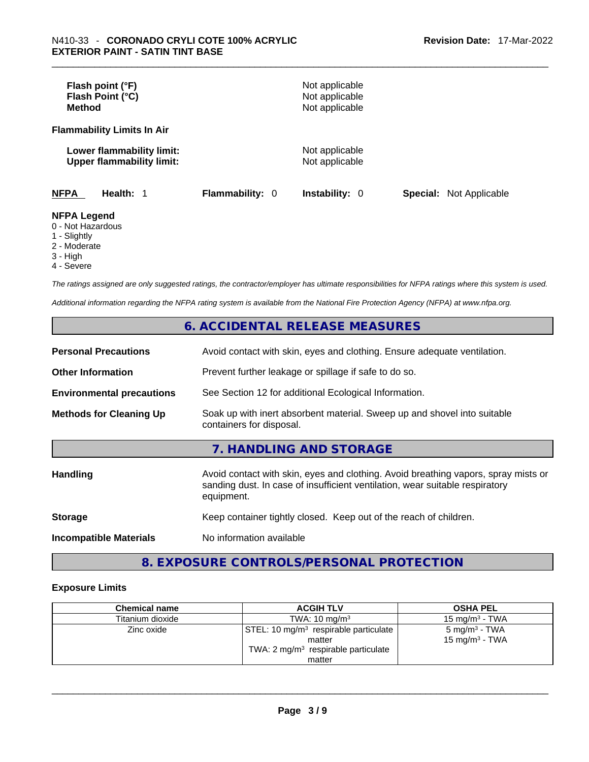| | |
|---|---|
| **Flash point (°F)** | Not applicable |
| **Flash Point (°C)** | Not applicable |
| **Method** | Not applicable |

**Flammability Limits In Air**

| | |
|---|---|
| **Lower flammability limit:** | Not applicable |
| **Upper flammability limit:** | Not applicable |

**NFPA** **Health:** 1 **Flammability:** 0 **Instability:** 0 **Special:** Not Applicable

**NFPA Legend**
0 - Not Hazardous
1 - Slightly
2 - Moderate
3 - High
4 - Severe

*The ratings assigned are only suggested ratings, the contractor/employer has ultimate responsibilities for NFPA ratings where this system is used.*

*Additional information regarding the NFPA rating system is available from the National Fire Protection Agency (NFPA) at www.nfpa.org.*

## 6. ACCIDENTAL RELEASE MEASURES

| | |
|---|---|
| **Personal Precautions** | Avoid contact with skin, eyes and clothing. Ensure adequate ventilation. |
| **Other Information** | Prevent further leakage or spillage if safe to do so. |
| **Environmental precautions** | See Section 12 for additional Ecological Information. |
| **Methods for Cleaning Up** | Soak up with inert absorbent material. Sweep up and shovel into suitable containers for disposal. |

## 7. HANDLING AND STORAGE

| | |
|---|---|
| **Handling** | Avoid contact with skin, eyes and clothing. Avoid breathing vapors, spray mists or sanding dust. In case of insufficient ventilation, wear suitable respiratory equipment. |
| **Storage** | Keep container tightly closed. Keep out of the reach of children. |
| **Incompatible Materials** | No information available |

## 8. EXPOSURE CONTROLS/PERSONAL PROTECTION

### Exposure Limits

| Chemical name | ACGIH TLV | OSHA PEL |
|---|---|---|
| Titanium dioxide | TWA: 10 mg/m³ | 15 mg/m³ - TWA |
| Zinc oxide | STEL: 10 mg/m³ respirable particulate matter<br>TWA: 2 mg/m³ respirable particulate matter | 5 mg/m³ - TWA<br>15 mg/m³ - TWA |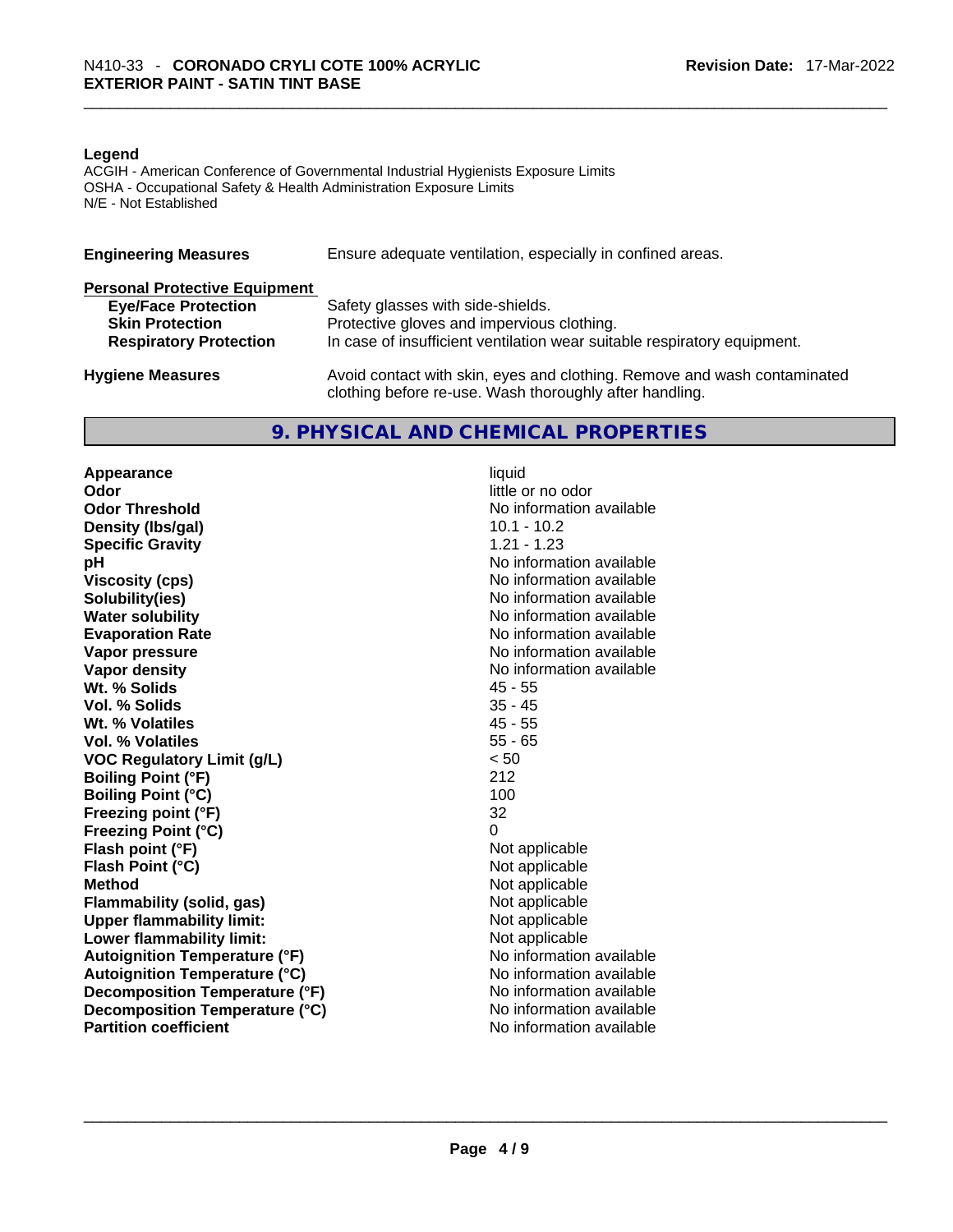**Legend**

ACGIH - American Conference of Governmental Industrial Hygienists Exposure Limits
OSHA - Occupational Safety & Health Administration Exposure Limits
N/E - Not Established

**Engineering Measures** Ensure adequate ventilation, especially in confined areas.

**Personal Protective Equipment**

| | |
|---|---|
| **Eye/Face Protection** | Safety glasses with side-shields. |
| **Skin Protection** | Protective gloves and impervious clothing. |
| **Respiratory Protection** | In case of insufficient ventilation wear suitable respiratory equipment. |

**Hygiene Measures** Avoid contact with skin, eyes and clothing. Remove and wash contaminated clothing before re-use. Wash thoroughly after handling.

## 9. PHYSICAL AND CHEMICAL PROPERTIES

| | |
|---|---|
| **Appearance** | liquid |
| **Odor** | little or no odor |
| **Odor Threshold** | No information available |
| **Density (lbs/gal)** | 10.1 - 10.2 |
| **Specific Gravity** | 1.21 - 1.23 |
| **pH** | No information available |
| **Viscosity (cps)** | No information available |
| **Solubility(ies)** | No information available |
| **Water solubility** | No information available |
| **Evaporation Rate** | No information available |
| **Vapor pressure** | No information available |
| **Vapor density** | No information available |
| **Wt. % Solids** | 45 - 55 |
| **Vol. % Solids** | 35 - 45 |
| **Wt. % Volatiles** | 45 - 55 |
| **Vol. % Volatiles** | 55 - 65 |
| **VOC Regulatory Limit (g/L)** | < 50 |
| **Boiling Point (°F)** | 212 |
| **Boiling Point (°C)** | 100 |
| **Freezing point (°F)** | 32 |
| **Freezing Point (°C)** | 0 |
| **Flash point (°F)** | Not applicable |
| **Flash Point (°C)** | Not applicable |
| **Method** | Not applicable |
| **Flammability (solid, gas)** | Not applicable |
| **Upper flammability limit:** | Not applicable |
| **Lower flammability limit:** | Not applicable |
| **Autoignition Temperature (°F)** | No information available |
| **Autoignition Temperature (°C)** | No information available |
| **Decomposition Temperature (°F)** | No information available |
| **Decomposition Temperature (°C)** | No information available |
| **Partition coefficient** | No information available |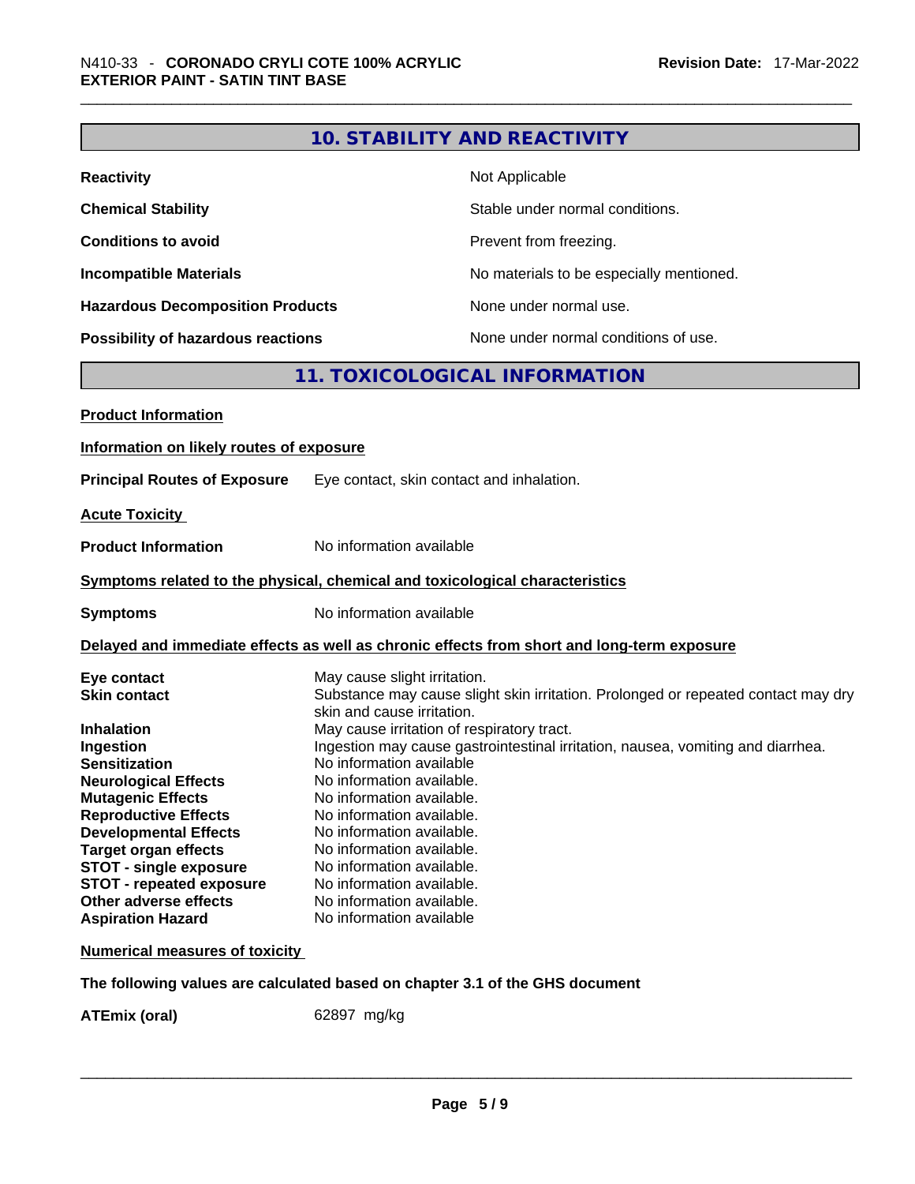## 10. STABILITY AND REACTIVITY

| | |
|---|---|
| **Reactivity** | Not Applicable |
| **Chemical Stability** | Stable under normal conditions. |
| **Conditions to avoid** | Prevent from freezing. |
| **Incompatible Materials** | No materials to be especially mentioned. |
| **Hazardous Decomposition Products** | None under normal use. |
| **Possibility of hazardous reactions** | None under normal conditions of use. |

## 11. TOXICOLOGICAL INFORMATION

**Product Information**

**Information on likely routes of exposure**

**Principal Routes of Exposure** Eye contact, skin contact and inhalation.

**Acute Toxicity**

**Product Information** No information available

**Symptoms related to the physical, chemical and toxicological characteristics**

**Symptoms** No information available

**Delayed and immediate effects as well as chronic effects from short and long-term exposure**

| | |
|---|---|
| **Eye contact** | May cause slight irritation. |
| **Skin contact** | Substance may cause slight skin irritation. Prolonged or repeated contact may dry skin and cause irritation. |
| **Inhalation** | May cause irritation of respiratory tract. |
| **Ingestion** | Ingestion may cause gastrointestinal irritation, nausea, vomiting and diarrhea. |
| **Sensitization** | No information available |
| **Neurological Effects** | No information available. |
| **Mutagenic Effects** | No information available. |
| **Reproductive Effects** | No information available. |
| **Developmental Effects** | No information available. |
| **Target organ effects** | No information available. |
| **STOT - single exposure** | No information available. |
| **STOT - repeated exposure** | No information available. |
| **Other adverse effects** | No information available. |
| **Aspiration Hazard** | No information available |

**Numerical measures of toxicity**

**The following values are calculated based on chapter 3.1 of the GHS document**

**ATEmix (oral)** 62897 mg/kg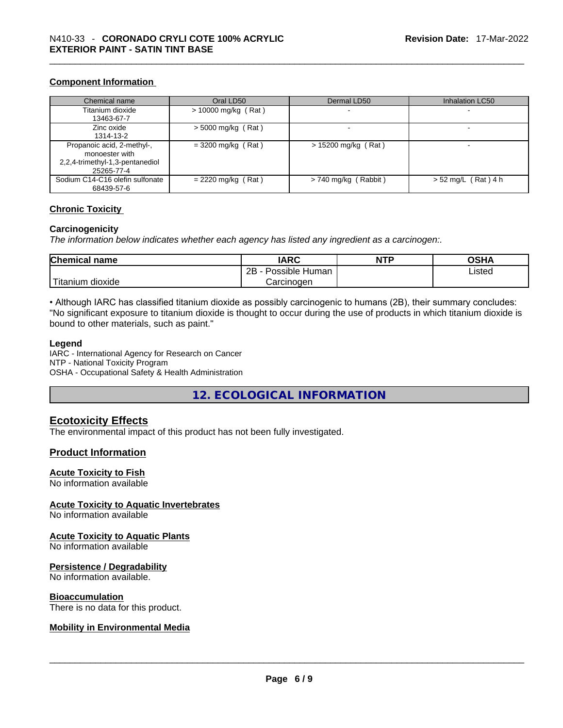### Component Information

| Chemical name | Oral LD50 | Dermal LD50 | Inhalation LC50 |
|---|---|---|---|
| Titanium dioxide<br>13463-67-7 | > 10000 mg/kg ( Rat ) | - | - |
| Zinc oxide<br>1314-13-2 | > 5000 mg/kg ( Rat ) | - | - |
| Propanoic acid, 2-methyl-, monoester with 2,2,4-trimethyl-1,3-pentanediol<br>25265-77-4 | = 3200 mg/kg ( Rat ) | > 15200 mg/kg ( Rat ) | - |
| Sodium C14-C16 olefin sulfonate<br>68439-57-6 | = 2220 mg/kg ( Rat ) | > 740 mg/kg ( Rabbit ) | > 52 mg/L ( Rat ) 4 h |

### Chronic Toxicity

**Carcinogenicity**

*The information below indicates whether each agency has listed any ingredient as a carcinogen:.*

| Chemical name | IARC | NTP | OSHA |
|---|---|---|---|
| Titanium dioxide | 2B - Possible Human Carcinogen | | Listed |

• Although IARC has classified titanium dioxide as possibly carcinogenic to humans (2B), their summary concludes: "No significant exposure to titanium dioxide is thought to occur during the use of products in which titanium dioxide is bound to other materials, such as paint."

**Legend**

IARC - International Agency for Research on Cancer
NTP - National Toxicity Program
OSHA - Occupational Safety & Health Administration

## 12. ECOLOGICAL INFORMATION

### Ecotoxicity Effects

The environmental impact of this product has not been fully investigated.

### Product Information

**Acute Toxicity to Fish**
No information available

**Acute Toxicity to Aquatic Invertebrates**
No information available

**Acute Toxicity to Aquatic Plants**
No information available

**Persistence / Degradability**
No information available.

**Bioaccumulation**
There is no data for this product.

**Mobility in Environmental Media**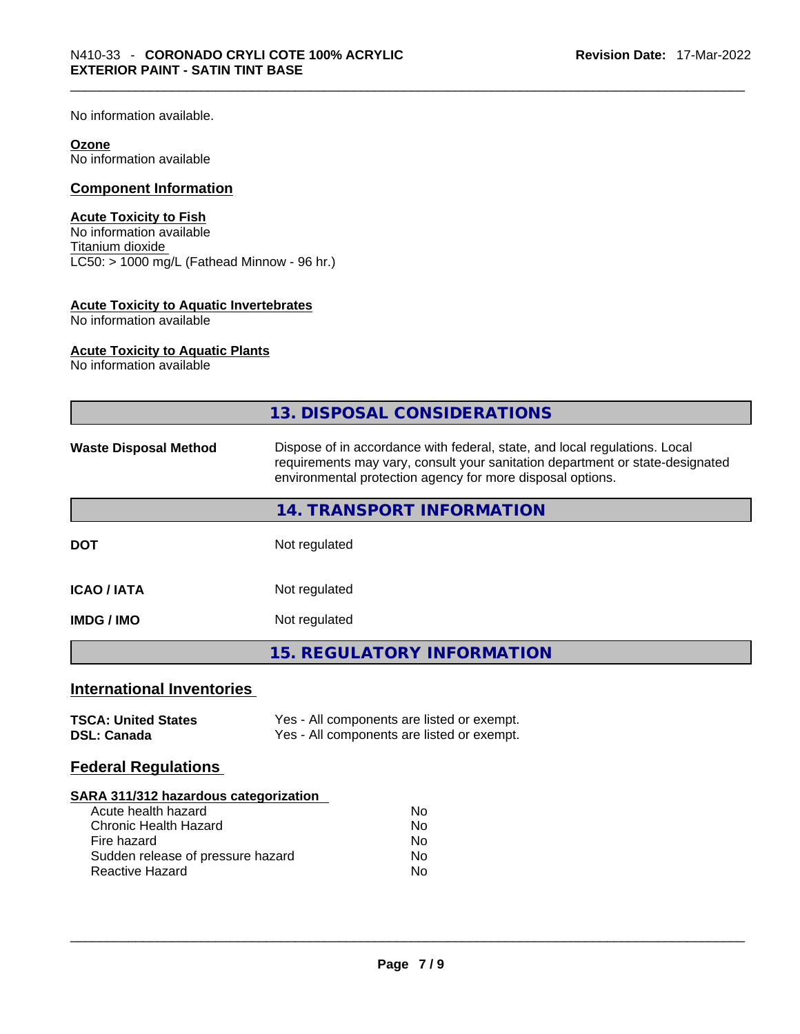No information available.

**Ozone**
No information available

## Component Information

**Acute Toxicity to Fish**
No information available
Titanium dioxide
LC50: > 1000 mg/L (Fathead Minnow - 96 hr.)

**Acute Toxicity to Aquatic Invertebrates**
No information available

**Acute Toxicity to Aquatic Plants**
No information available

## 13. DISPOSAL CONSIDERATIONS

| | |
|---|---|
| **Waste Disposal Method** | Dispose of in accordance with federal, state, and local regulations. Local requirements may vary, consult your sanitation department or state-designated environmental protection agency for more disposal options. |

## 14. TRANSPORT INFORMATION

| | |
|---|---|
| **DOT** | Not regulated |
| **ICAO / IATA** | Not regulated |
| **IMDG / IMO** | Not regulated |

## 15. REGULATORY INFORMATION

### International Inventories

| | |
|---|---|
| **TSCA: United States** | Yes - All components are listed or exempt. |
| **DSL: Canada** | Yes - All components are listed or exempt. |

### Federal Regulations

**SARA 311/312 hazardous categorization**

| | |
|---|---|
| Acute health hazard | No |
| Chronic Health Hazard | No |
| Fire hazard | No |
| Sudden release of pressure hazard | No |
| Reactive Hazard | No |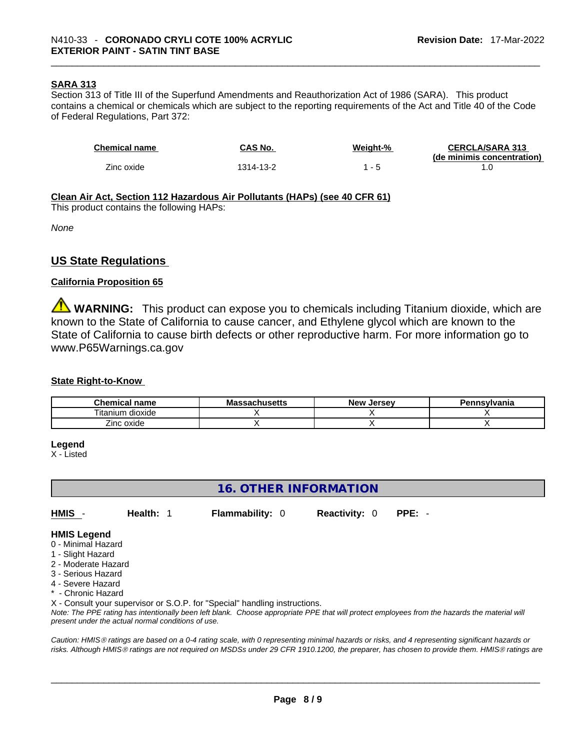#### SARA 313

Section 313 of Title III of the Superfund Amendments and Reauthorization Act of 1986 (SARA). This product contains a chemical or chemicals which are subject to the reporting requirements of the Act and Title 40 of the Code of Federal Regulations, Part 372:

| Chemical name | CAS No. | Weight-% | CERCLA/SARA 313 (de minimis concentration) |
|---|---|---|---|
| Zinc oxide | 1314-13-2 | 1 - 5 | 1.0 |

#### Clean Air Act, Section 112 Hazardous Air Pollutants (HAPs) (see 40 CFR 61)

This product contains the following HAPs:

*None*

## US State Regulations

#### California Proposition 65

⚠ **WARNING:** This product can expose you to chemicals including Titanium dioxide, which are known to the State of California to cause cancer, and Ethylene glycol which are known to the State of California to cause birth defects or other reproductive harm. For more information go to www.P65Warnings.ca.gov

#### State Right-to-Know

| Chemical name | Massachusetts | New Jersey | Pennsylvania |
|---|---|---|---|
| Titanium dioxide | X | X | X |
| Zinc oxide | X | X | X |

**Legend**
X - Listed

## 16. OTHER INFORMATION

| HMIS - | Health: 1 | Flammability: 0 | Reactivity: 0 | PPE: - |
|---|---|---|---|---|

**HMIS Legend**
0 - Minimal Hazard
1 - Slight Hazard
2 - Moderate Hazard
3 - Serious Hazard
4 - Severe Hazard
* - Chronic Hazard
X - Consult your supervisor or S.O.P. for "Special" handling instructions.

*Note: The PPE rating has intentionally been left blank. Choose appropriate PPE that will protect employees from the hazards the material will present under the actual normal conditions of use.*

*Caution: HMIS® ratings are based on a 0-4 rating scale, with 0 representing minimal hazards or risks, and 4 representing significant hazards or risks. Although HMIS® ratings are not required on MSDSs under 29 CFR 1910.1200, the preparer, has chosen to provide them. HMIS® ratings are*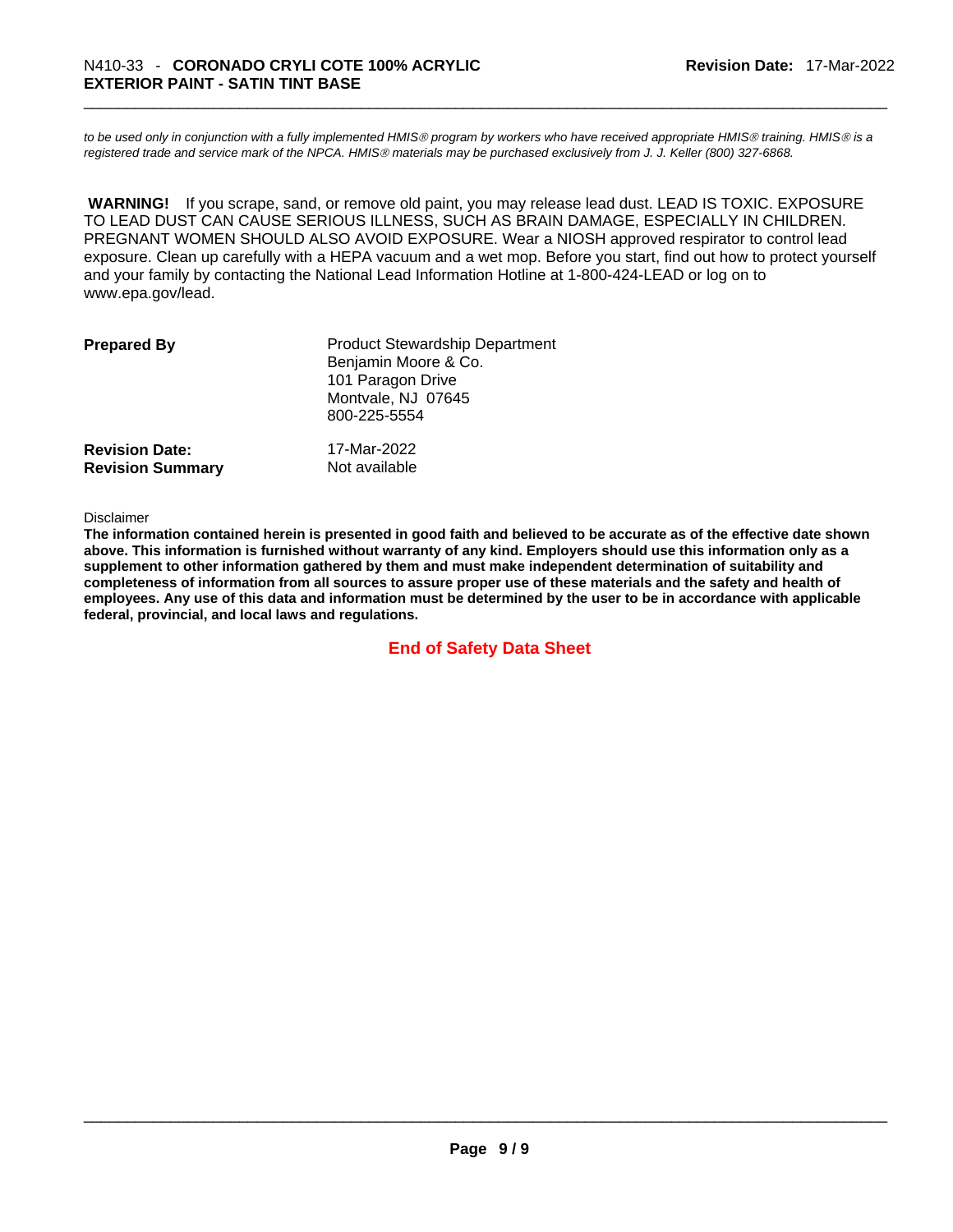*to be used only in conjunction with a fully implemented HMIS® program by workers who have received appropriate HMIS® training. HMIS® is a registered trade and service mark of the NPCA. HMIS® materials may be purchased exclusively from J. J. Keller (800) 327-6868.*

**WARNING!** If you scrape, sand, or remove old paint, you may release lead dust. LEAD IS TOXIC. EXPOSURE TO LEAD DUST CAN CAUSE SERIOUS ILLNESS, SUCH AS BRAIN DAMAGE, ESPECIALLY IN CHILDREN. PREGNANT WOMEN SHOULD ALSO AVOID EXPOSURE. Wear a NIOSH approved respirator to control lead exposure. Clean up carefully with a HEPA vacuum and a wet mop. Before you start, find out how to protect yourself and your family by contacting the National Lead Information Hotline at 1-800-424-LEAD or log on to www.epa.gov/lead.

| | |
|---|---|
| **Prepared By** | Product Stewardship Department<br>Benjamin Moore & Co.<br>101 Paragon Drive<br>Montvale, NJ 07645<br>800-225-5554 |
| **Revision Date:** | 17-Mar-2022 |
| **Revision Summary** | Not available |

Disclaimer

**The information contained herein is presented in good faith and believed to be accurate as of the effective date shown above. This information is furnished without warranty of any kind. Employers should use this information only as a supplement to other information gathered by them and must make independent determination of suitability and completeness of information from all sources to assure proper use of these materials and the safety and health of employees. Any use of this data and information must be determined by the user to be in accordance with applicable federal, provincial, and local laws and regulations.**

**End of Safety Data Sheet**